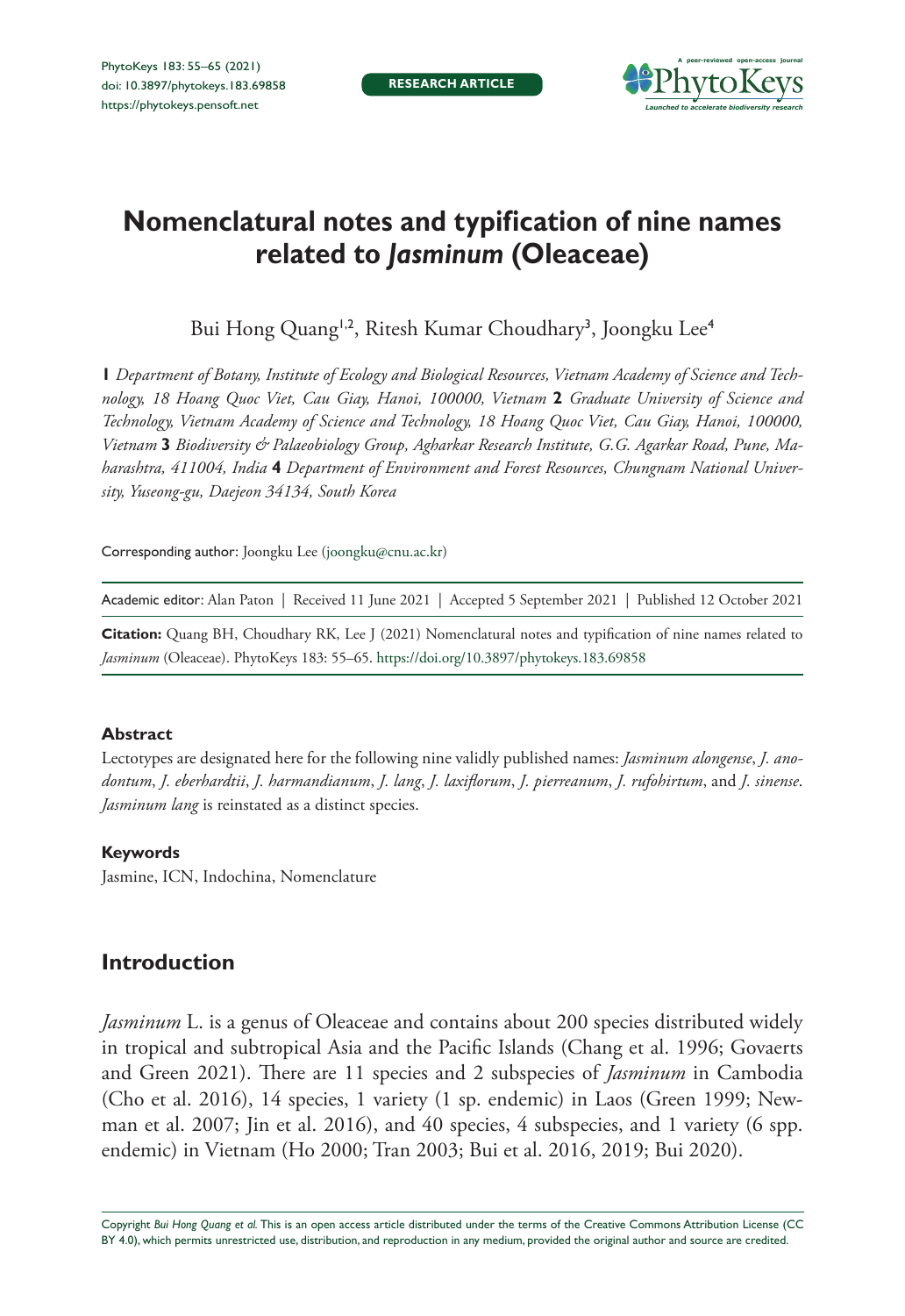# Nomenclatural notes and typification of nine names related to *Jasminum* (Oleaceae)

Bui Hong Quang[1,2], Ritesh Kumar Choudhary[3], Joongku Lee[4]

**1** *Department of Botany, Institute of Ecology and Biological Resources, Vietnam Academy of Science and Technology, 18 Hoang Quoc Viet, Cau Giay, Hanoi, 100000, Vietnam* **2** *Graduate University of Science and Technology, Vietnam Academy of Science and Technology, 18 Hoang Quoc Viet, Cau Giay, Hanoi, 100000, Vietnam* **3** *Biodiversity & Palaeobiology Group, Agharkar Research Institute, G.G. Agarkar Road, Pune, Maharashtra, 411004, India* **4** *Department of Environment and Forest Resources, Chungnam National University, Yuseong-gu, Daejeon 34134, South Korea*

Corresponding author: Joongku Lee (joongku@cnu.ac.kr)

Academic editor: Alan Paton | Received 11 June 2021 | Accepted 5 September 2021 | Published 12 October 2021

**Citation:** Quang BH, Choudhary RK, Lee J (2021) Nomenclatural notes and typification of nine names related to *Jasminum* (Oleaceae). PhytoKeys 183: 55–65. https://doi.org/10.3897/phytokeys.183.69858

#### Abstract

Lectotypes are designated here for the following nine validly published names: *Jasminum alongense*, *J. anodontum*, *J. eberhardtii*, *J. harmandianum*, *J. lang*, *J. laxiflorum*, *J. pierreanum*, *J. rufohirtum*, and *J. sinense*. *Jasminum lang* is reinstated as a distinct species.

#### Keywords

Jasmine, ICN, Indochina, Nomenclature

## Introduction

*Jasminum* L. is a genus of Oleaceae and contains about 200 species distributed widely in tropical and subtropical Asia and the Pacific Islands (Chang et al. 1996; Govaerts and Green 2021). There are 11 species and 2 subspecies of *Jasminum* in Cambodia (Cho et al. 2016), 14 species, 1 variety (1 sp. endemic) in Laos (Green 1999; Newman et al. 2007; Jin et al. 2016), and 40 species, 4 subspecies, and 1 variety (6 spp. endemic) in Vietnam (Ho 2000; Tran 2003; Bui et al. 2016, 2019; Bui 2020).

Copyright *Bui Hong Quang et al.* This is an open access article distributed under the terms of the Creative Commons Attribution License (CC BY 4.0), which permits unrestricted use, distribution, and reproduction in any medium, provided the original author and source are credited.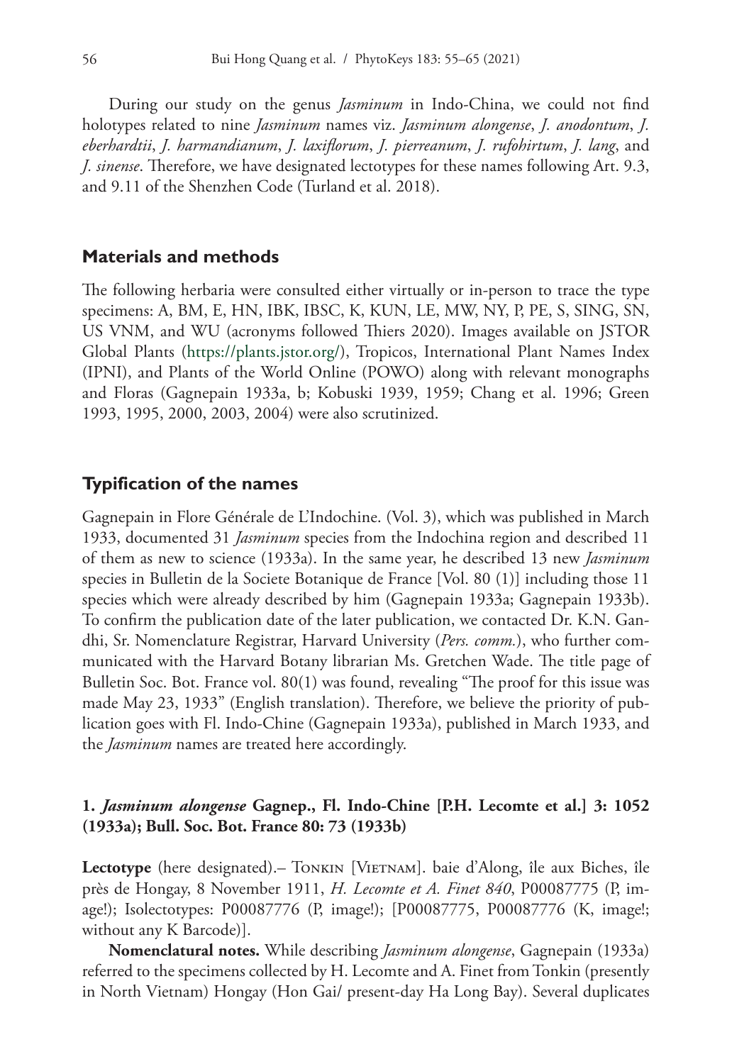During our study on the genus *Jasminum* in Indo-China, we could not find holotypes related to nine *Jasminum* names viz. *Jasminum alongense*, *J. anodontum*, *J. eberhardtii*, *J. harmandianum*, *J. laxiflorum*, *J. pierreanum*, *J. rufohirtum*, *J. lang*, and *J. sinense*. Therefore, we have designated lectotypes for these names following Art. 9.3, and 9.11 of the Shenzhen Code (Turland et al. 2018).

## Materials and methods

The following herbaria were consulted either virtually or in-person to trace the type specimens: A, BM, E, HN, IBK, IBSC, K, KUN, LE, MW, NY, P, PE, S, SING, SN, US VNM, and WU (acronyms followed Thiers 2020). Images available on JSTOR Global Plants (https://plants.jstor.org/), Tropicos, International Plant Names Index (IPNI), and Plants of the World Online (POWO) along with relevant monographs and Floras (Gagnepain 1933a, b; Kobuski 1939, 1959; Chang et al. 1996; Green 1993, 1995, 2000, 2003, 2004) were also scrutinized.

## Typification of the names

Gagnepain in Flore Générale de L'Indochine. (Vol. 3), which was published in March 1933, documented 31 *Jasminum* species from the Indochina region and described 11 of them as new to science (1933a). In the same year, he described 13 new *Jasminum* species in Bulletin de la Societe Botanique de France [Vol. 80 (1)] including those 11 species which were already described by him (Gagnepain 1933a; Gagnepain 1933b). To confirm the publication date of the later publication, we contacted Dr. K.N. Gandhi, Sr. Nomenclature Registrar, Harvard University (*Pers. comm.*), who further communicated with the Harvard Botany librarian Ms. Gretchen Wade. The title page of Bulletin Soc. Bot. France vol. 80(1) was found, revealing "The proof for this issue was made May 23, 1933" (English translation). Therefore, we believe the priority of publication goes with Fl. Indo-Chine (Gagnepain 1933a), published in March 1933, and the *Jasminum* names are treated here accordingly.

### 1. *Jasminum alongense* Gagnep., Fl. Indo-Chine [P.H. Lecomte et al.] 3: 1052 (1933a); Bull. Soc. Bot. France 80: 73 (1933b)

**Lectotype** (here designated).– Tonkin [Vietnam]. baie d'Along, île aux Biches, île près de Hongay, 8 November 1911, *H. Lecomte et A. Finet 840*, P00087775 (P, image!); Isolectotypes: P00087776 (P, image!); [P00087775, P00087776 (K, image!; without any K Barcode)].

**Nomenclatural notes.** While describing *Jasminum alongense*, Gagnepain (1933a) referred to the specimens collected by H. Lecomte and A. Finet from Tonkin (presently in North Vietnam) Hongay (Hon Gai/ present-day Ha Long Bay). Several duplicates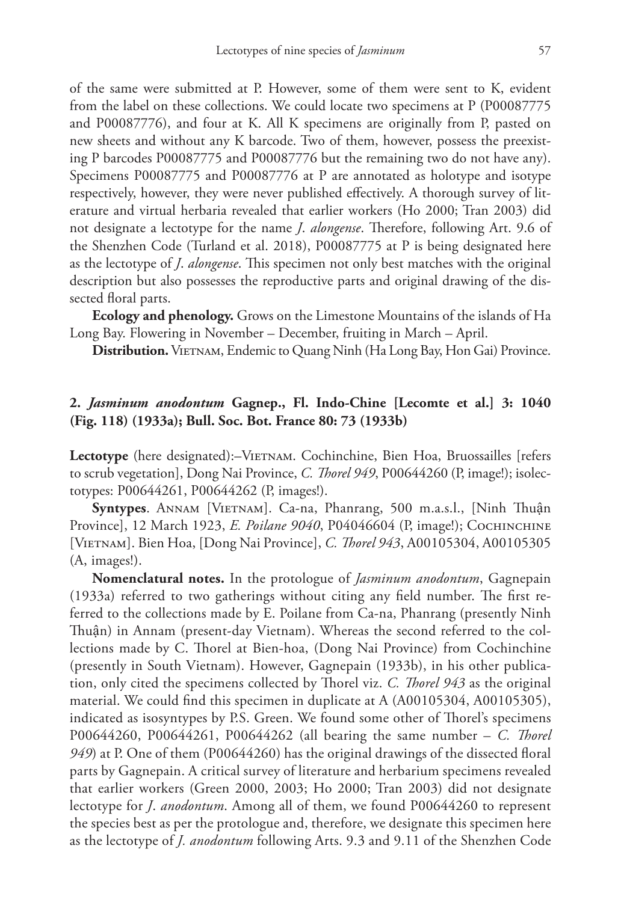of the same were submitted at P. However, some of them were sent to K, evident from the label on these collections. We could locate two specimens at P (P00087775 and P00087776), and four at K. All K specimens are originally from P, pasted on new sheets and without any K barcode. Two of them, however, possess the preexisting P barcodes P00087775 and P00087776 but the remaining two do not have any). Specimens P00087775 and P00087776 at P are annotated as holotype and isotype respectively, however, they were never published effectively. A thorough survey of literature and virtual herbaria revealed that earlier workers (Ho 2000; Tran 2003) did not designate a lectotype for the name *J. alongense*. Therefore, following Art. 9.6 of the Shenzhen Code (Turland et al. 2018), P00087775 at P is being designated here as the lectotype of *J. alongense*. This specimen not only best matches with the original description but also possesses the reproductive parts and original drawing of the dissected floral parts.

**Ecology and phenology.** Grows on the Limestone Mountains of the islands of Ha Long Bay. Flowering in November – December, fruiting in March – April.

**Distribution.** Vietnam, Endemic to Quang Ninh (Ha Long Bay, Hon Gai) Province.

## 2. *Jasminum anodontum* Gagnep., Fl. Indo-Chine [Lecomte et al.] 3: 1040 (Fig. 118) (1933a); Bull. Soc. Bot. France 80: 73 (1933b)

**Lectotype** (here designated):–Vietnam. Cochinchine, Bien Hoa, Bruossailles [refers to scrub vegetation], Dong Nai Province, *C. Thorel 949*, P00644260 (P, image!); isolectotypes: P00644261, P00644262 (P, images!).

**Syntypes**. Annam [Vietnam]. Ca-na, Phanrang, 500 m.a.s.l., [Ninh Thuận Province], 12 March 1923, *E. Poilane 9040*, P04046604 (P, image!); Cochinchine [Vietnam]. Bien Hoa, [Dong Nai Province], *C. Thorel 943*, A00105304, A00105305 (A, images!).

**Nomenclatural notes.** In the protologue of *Jasminum anodontum*, Gagnepain (1933a) referred to two gatherings without citing any field number. The first referred to the collections made by E. Poilane from Ca-na, Phanrang (presently Ninh Thuận) in Annam (present-day Vietnam). Whereas the second referred to the collections made by C. Thorel at Bien-hoa, (Dong Nai Province) from Cochinchine (presently in South Vietnam). However, Gagnepain (1933b), in his other publication, only cited the specimens collected by Thorel viz. *C. Thorel 943* as the original material. We could find this specimen in duplicate at A (A00105304, A00105305), indicated as isosyntypes by P.S. Green. We found some other of Thorel's specimens P00644260, P00644261, P00644262 (all bearing the same number – *C. Thorel 949*) at P. One of them (P00644260) has the original drawings of the dissected floral parts by Gagnepain. A critical survey of literature and herbarium specimens revealed that earlier workers (Green 2000, 2003; Ho 2000; Tran 2003) did not designate lectotype for *J. anodontum*. Among all of them, we found P00644260 to represent the species best as per the protologue and, therefore, we designate this specimen here as the lectotype of *J. anodontum* following Arts. 9.3 and 9.11 of the Shenzhen Code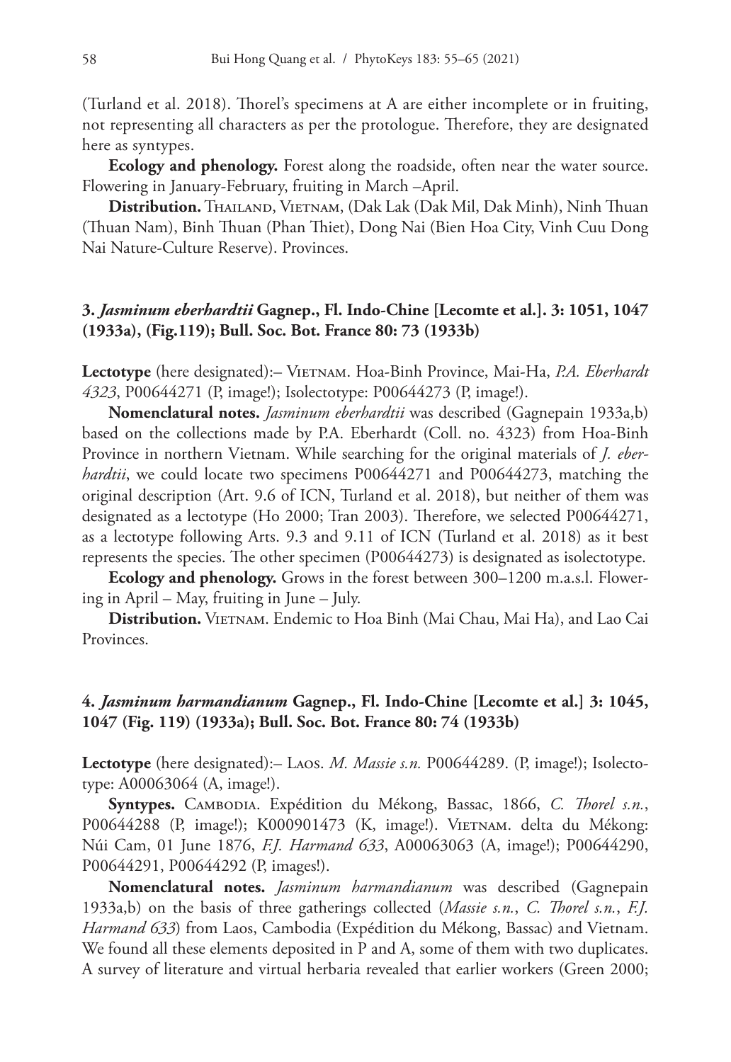(Turland et al. 2018). Thorel's specimens at A are either incomplete or in fruiting, not representing all characters as per the protologue. Therefore, they are designated here as syntypes.

**Ecology and phenology.** Forest along the roadside, often near the water source. Flowering in January-February, fruiting in March –April.

**Distribution.** Thailand, Vietnam, (Dak Lak (Dak Mil, Dak Minh), Ninh Thuan (Thuan Nam), Binh Thuan (Phan Thiet), Dong Nai (Bien Hoa City, Vinh Cuu Dong Nai Nature-Culture Reserve). Provinces.

### 3. *Jasminum eberhardtii* Gagnep., Fl. Indo-Chine [Lecomte et al.]. 3: 1051, 1047 (1933a), (Fig.119); Bull. Soc. Bot. France 80: 73 (1933b)

**Lectotype** (here designated):– Vietnam. Hoa-Binh Province, Mai-Ha, *P.A. Eberhardt 4323*, P00644271 (P, image!); Isolectotype: P00644273 (P, image!).

**Nomenclatural notes.** *Jasminum eberhardtii* was described (Gagnepain 1933a,b) based on the collections made by P.A. Eberhardt (Coll. no. 4323) from Hoa-Binh Province in northern Vietnam. While searching for the original materials of *J. eberhardtii*, we could locate two specimens P00644271 and P00644273, matching the original description (Art. 9.6 of ICN, Turland et al. 2018), but neither of them was designated as a lectotype (Ho 2000; Tran 2003). Therefore, we selected P00644271, as a lectotype following Arts. 9.3 and 9.11 of ICN (Turland et al. 2018) as it best represents the species. The other specimen (P00644273) is designated as isolectotype.

**Ecology and phenology.** Grows in the forest between 300–1200 m.a.s.l. Flowering in April – May, fruiting in June – July.

**Distribution.** Vietnam. Endemic to Hoa Binh (Mai Chau, Mai Ha), and Lao Cai Provinces.

### 4. *Jasminum harmandianum* Gagnep., Fl. Indo-Chine [Lecomte et al.] 3: 1045, 1047 (Fig. 119) (1933a); Bull. Soc. Bot. France 80: 74 (1933b)

**Lectotype** (here designated):– Laos. *M. Massie s.n.* P00644289. (P, image!); Isolectotype: A00063064 (A, image!).

**Syntypes.** Cambodia. Expédition du Mékong, Bassac, 1866, *C. Thorel s.n.*, P00644288 (P, image!); K000901473 (K, image!). Vietnam. delta du Mékong: Núi Cam, 01 June 1876, *F.J. Harmand 633*, A00063063 (A, image!); P00644290, P00644291, P00644292 (P, images!).

**Nomenclatural notes.** *Jasminum harmandianum* was described (Gagnepain 1933a,b) on the basis of three gatherings collected (*Massie s.n.*, *C. Thorel s.n.*, *F.J. Harmand 633*) from Laos, Cambodia (Expédition du Mékong, Bassac) and Vietnam. We found all these elements deposited in P and A, some of them with two duplicates. A survey of literature and virtual herbaria revealed that earlier workers (Green 2000;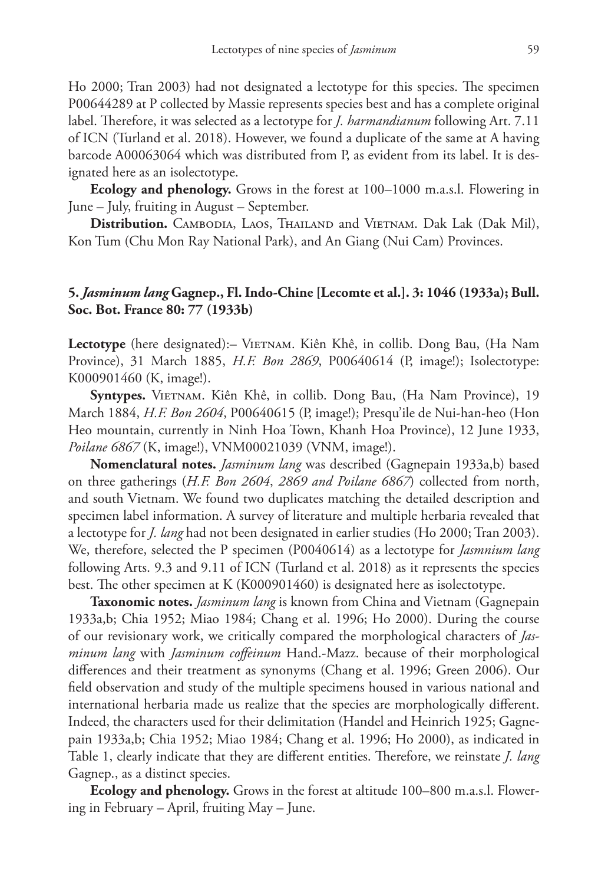Ho 2000; Tran 2003) had not designated a lectotype for this species. The specimen P00644289 at P collected by Massie represents species best and has a complete original label. Therefore, it was selected as a lectotype for *J. harmandianum* following Art. 7.11 of ICN (Turland et al. 2018). However, we found a duplicate of the same at A having barcode A00063064 which was distributed from P, as evident from its label. It is designated here as an isolectotype.

**Ecology and phenology.** Grows in the forest at 100–1000 m.a.s.l. Flowering in June – July, fruiting in August – September.

**Distribution.** Cambodia, Laos, Thailand and Vietnam. Dak Lak (Dak Mil), Kon Tum (Chu Mon Ray National Park), and An Giang (Nui Cam) Provinces.

### 5. *Jasminum lang* Gagnep., Fl. Indo-Chine [Lecomte et al.]. 3: 1046 (1933a); Bull. Soc. Bot. France 80: 77 (1933b)

**Lectotype** (here designated):– Vietnam. Kiên Khê, in collib. Dong Bau, (Ha Nam Province), 31 March 1885, *H.F. Bon 2869*, P00640614 (P, image!); Isolectotype: K000901460 (K, image!).

**Syntypes.** Vietnam. Kiên Khê, in collib. Dong Bau, (Ha Nam Province), 19 March 1884, *H.F. Bon 2604*, P00640615 (P, image!); Presqu'ile de Nui-han-heo (Hon Heo mountain, currently in Ninh Hoa Town, Khanh Hoa Province), 12 June 1933, *Poilane 6867* (K, image!), VNM00021039 (VNM, image!).

**Nomenclatural notes.** *Jasminum lang* was described (Gagnepain 1933a,b) based on three gatherings (*H.F. Bon 2604*, *2869 and Poilane 6867*) collected from north, and south Vietnam. We found two duplicates matching the detailed description and specimen label information. A survey of literature and multiple herbaria revealed that a lectotype for *J. lang* had not been designated in earlier studies (Ho 2000; Tran 2003). We, therefore, selected the P specimen (P0040614) as a lectotype for *Jasmnium lang* following Arts. 9.3 and 9.11 of ICN (Turland et al. 2018) as it represents the species best. The other specimen at K (K000901460) is designated here as isolectotype.

**Taxonomic notes.** *Jasminum lang* is known from China and Vietnam (Gagnepain 1933a,b; Chia 1952; Miao 1984; Chang et al. 1996; Ho 2000). During the course of our revisionary work, we critically compared the morphological characters of *Jasminum lang* with *Jasminum coffeinum* Hand.-Mazz. because of their morphological differences and their treatment as synonyms (Chang et al. 1996; Green 2006). Our field observation and study of the multiple specimens housed in various national and international herbaria made us realize that the species are morphologically different. Indeed, the characters used for their delimitation (Handel and Heinrich 1925; Gagnepain 1933a,b; Chia 1952; Miao 1984; Chang et al. 1996; Ho 2000), as indicated in Table 1, clearly indicate that they are different entities. Therefore, we reinstate *J. lang* Gagnep., as a distinct species.

**Ecology and phenology.** Grows in the forest at altitude 100–800 m.a.s.l. Flowering in February – April, fruiting May – June.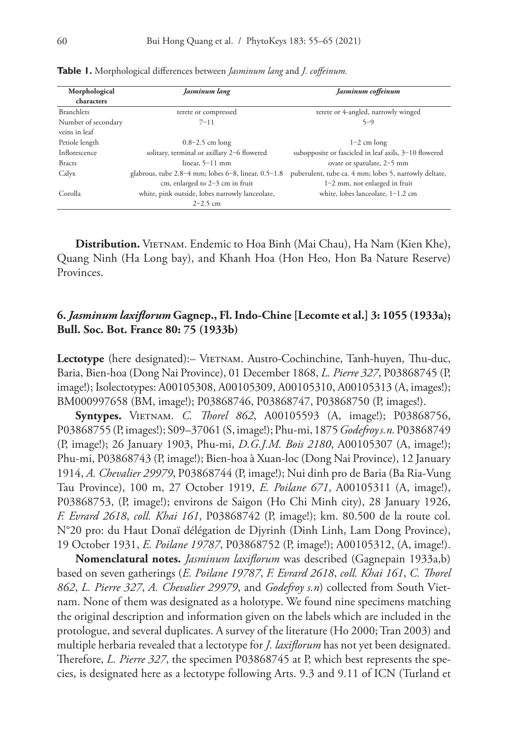**Table 1.** Morphological differences between *Jasminum lang* and *J. coffeinum.*

| Morphological characters | *Jasminum lang* | *Jasminum coffeinum* |
|---|---|---|
| Branchlets | terete or compressed | terete or 4-angled, narrowly winged |
| Number of secondary veins in leaf | 7–11 | 5–9 |
| Petiole length | 0.8–2.5 cm long | 1–2 cm long |
| Inflorescence | solitary, terminal or axillary 2–6 flowered | subopposite or fascicled in leaf axils, 3–10 flowered |
| Bracts | linear, 5–11 mm | ovate or spatulate, 2–5 mm |
| Calyx | glabrous, tube 2.8–4 mm; lobes 6–8, linear, 0.5–1.8 cm, enlarged to 2–3 cm in fruit | puberulent, tube ca. 4 mm; lobes 5, narrowly deltate, 1–2 mm, not enlarged in fruit |
| Corolla | white, pink outside, lobes narrowly lanceolate, 2–2.5 cm | white, lobes lanceolate, 1–1.2 cm |

**Distribution.** Vietnam. Endemic to Hoa Binh (Mai Chau), Ha Nam (Kien Khe), Quang Ninh (Ha Long bay), and Khanh Hoa (Hon Heo, Hon Ba Nature Reserve) Provinces.

## 6. *Jasminum laxiflorum* Gagnep., Fl. Indo-Chine [Lecomte et al.] 3: 1055 (1933a); Bull. Soc. Bot. France 80: 75 (1933b)

**Lectotype** (here designated):– Vietnam. Austro-Cochinchine, Tanh-huyen, Thu-duc, Baria, Bien-hoa (Dong Nai Province), 01 December 1868, *L. Pierre 327*, P03868745 (P, image!); Isolectotypes: A00105308, A00105309, A00105310, A00105313 (A, images!); BM000997658 (BM, image!); P03868746, P03868747, P03868750 (P, images!).

**Syntypes.** Vietnam. *C. Thorel 862*, A00105593 (A, image!); P03868756, P03868755 (P, images!); S09–37061 (S, image!); Phu-mi, 1875 *Godefroy s.n.* P03868749 (P, image!); 26 January 1903, Phu-mi, *D.G.J.M. Bois 2180*, A00105307 (A, image!); Phu-mi, P03868743 (P, image!); Bien-hoa à Xuan-loc (Dong Nai Province), 12 January 1914, *A. Chevalier 29979*, P03868744 (P, image!); Nui dinh pro de Baria (Ba Ria-Vung Tau Province), 100 m, 27 October 1919, *E. Poilane 671*, A00105311 (A, image!), P03868753, (P, image!); environs de Saigon (Ho Chi Minh city), 28 January 1926, *F. Evrard 2618*, *coll. Khai 161*, P03868742 (P, image!); km. 80.500 de la route col. N°20 pro: du Haut Donaï délégation de Djyrinh (Dinh Linh, Lam Dong Province), 19 October 1931, *E. Poilane 19787*, P03868752 (P, image!); A00105312, (A, image!).

**Nomenclatural notes.** *Jasminum laxiflorum* was described (Gagnepain 1933a,b) based on seven gatherings (*E. Poilane 19787*, *F. Evrard 2618*, *coll. Khai 161*, *C. Thorel 862*, *L. Pierre 327*, *A. Chevalier 29979*, and *Godefroy s.n*) collected from South Vietnam. None of them was designated as a holotype. We found nine specimens matching the original description and information given on the labels which are included in the protologue, and several duplicates. A survey of the literature (Ho 2000; Tran 2003) and multiple herbaria revealed that a lectotype for *J. laxiflorum* has not yet been designated. Therefore, *L. Pierre 327*, the specimen P03868745 at P, which best represents the species, is designated here as a lectotype following Arts. 9.3 and 9.11 of ICN (Turland et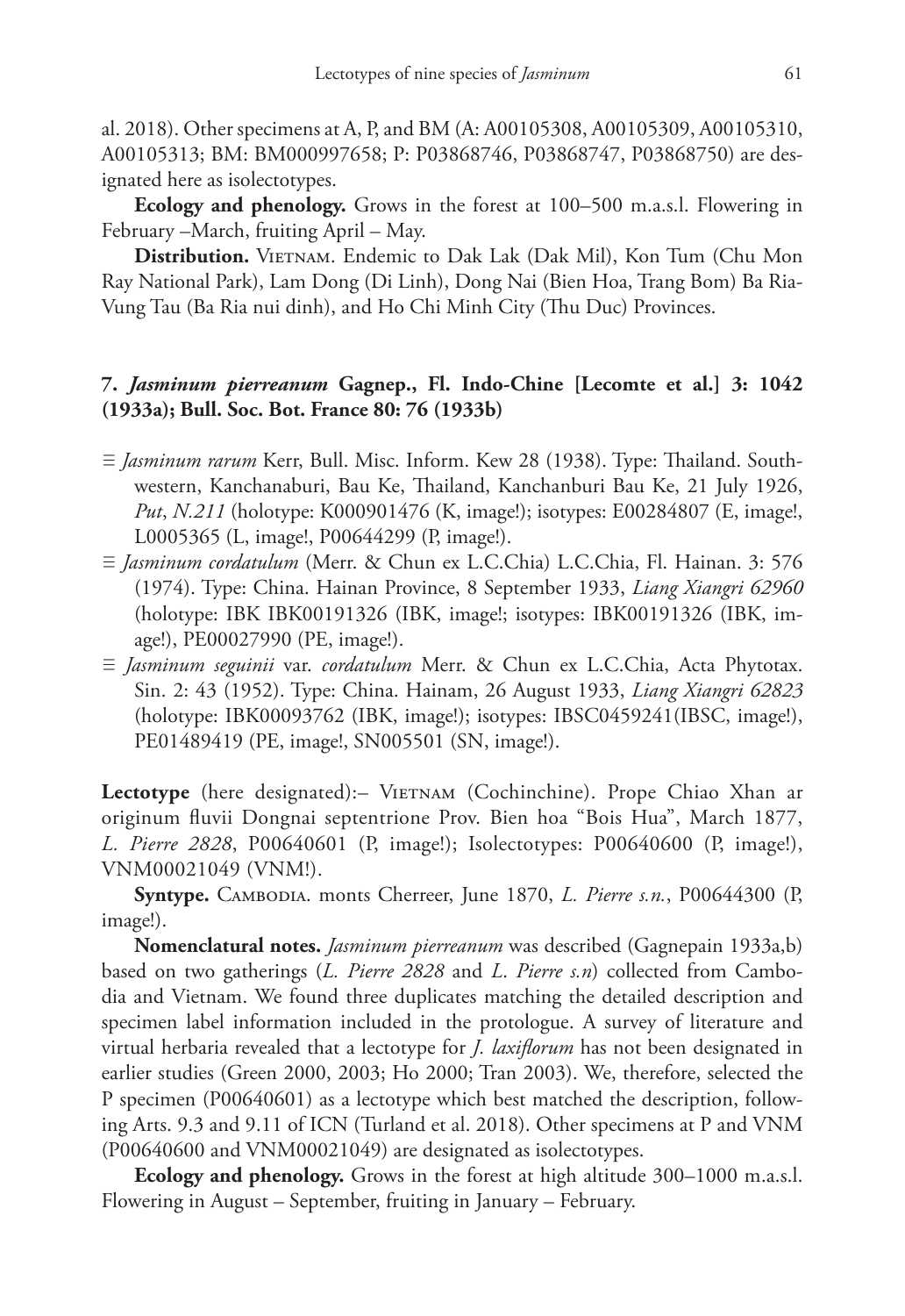al. 2018). Other specimens at A, P, and BM (A: A00105308, A00105309, A00105310, A00105313; BM: BM000997658; P: P03868746, P03868747, P03868750) are designated here as isolectotypes.

**Ecology and phenology.** Grows in the forest at 100–500 m.a.s.l. Flowering in February –March, fruiting April – May.

**Distribution.** Vietnam. Endemic to Dak Lak (Dak Mil), Kon Tum (Chu Mon Ray National Park), Lam Dong (Di Linh), Dong Nai (Bien Hoa, Trang Bom) Ba Ria-Vung Tau (Ba Ria nui dinh), and Ho Chi Minh City (Thu Duc) Provinces.

### 7. *Jasminum pierreanum* Gagnep., Fl. Indo-Chine [Lecomte et al.] 3: 1042 (1933a); Bull. Soc. Bot. France 80: 76 (1933b)

- ≡ *Jasminum rarum* Kerr, Bull. Misc. Inform. Kew 28 (1938). Type: Thailand. Southwestern, Kanchanaburi, Bau Ke, Thailand, Kanchanburi Bau Ke, 21 July 1926, *Put*, *N.211* (holotype: K000901476 (K, image!); isotypes: E00284807 (E, image!, L0005365 (L, image!, P00644299 (P, image!).
- ≡ *Jasminum cordatulum* (Merr. & Chun ex L.C.Chia) L.C.Chia, Fl. Hainan. 3: 576 (1974). Type: China. Hainan Province, 8 September 1933, *Liang Xiangri 62960* (holotype: IBK IBK00191326 (IBK, image!; isotypes: IBK00191326 (IBK, image!), PE00027990 (PE, image!).
- ≡ *Jasminum seguinii* var. *cordatulum* Merr. & Chun ex L.C.Chia, Acta Phytotax. Sin. 2: 43 (1952). Type: China. Hainam, 26 August 1933, *Liang Xiangri 62823* (holotype: IBK00093762 (IBK, image!); isotypes: IBSC0459241(IBSC, image!), PE01489419 (PE, image!, SN005501 (SN, image!).

**Lectotype** (here designated):– Vietnam (Cochinchine). Prope Chiao Xhan ar originum fluvii Dongnai septentrione Prov. Bien hoa "Bois Hua", March 1877, *L. Pierre 2828*, P00640601 (P, image!); Isolectotypes: P00640600 (P, image!), VNM00021049 (VNM!).

**Syntype.** Cambodia. monts Cherreer, June 1870, *L. Pierre s.n.*, P00644300 (P, image!).

**Nomenclatural notes.** *Jasminum pierreanum* was described (Gagnepain 1933a,b) based on two gatherings (*L. Pierre 2828* and *L. Pierre s.n*) collected from Cambodia and Vietnam. We found three duplicates matching the detailed description and specimen label information included in the protologue. A survey of literature and virtual herbaria revealed that a lectotype for *J. laxiflorum* has not been designated in earlier studies (Green 2000, 2003; Ho 2000; Tran 2003). We, therefore, selected the P specimen (P00640601) as a lectotype which best matched the description, following Arts. 9.3 and 9.11 of ICN (Turland et al. 2018). Other specimens at P and VNM (P00640600 and VNM00021049) are designated as isolectotypes.

**Ecology and phenology.** Grows in the forest at high altitude 300–1000 m.a.s.l. Flowering in August – September, fruiting in January – February.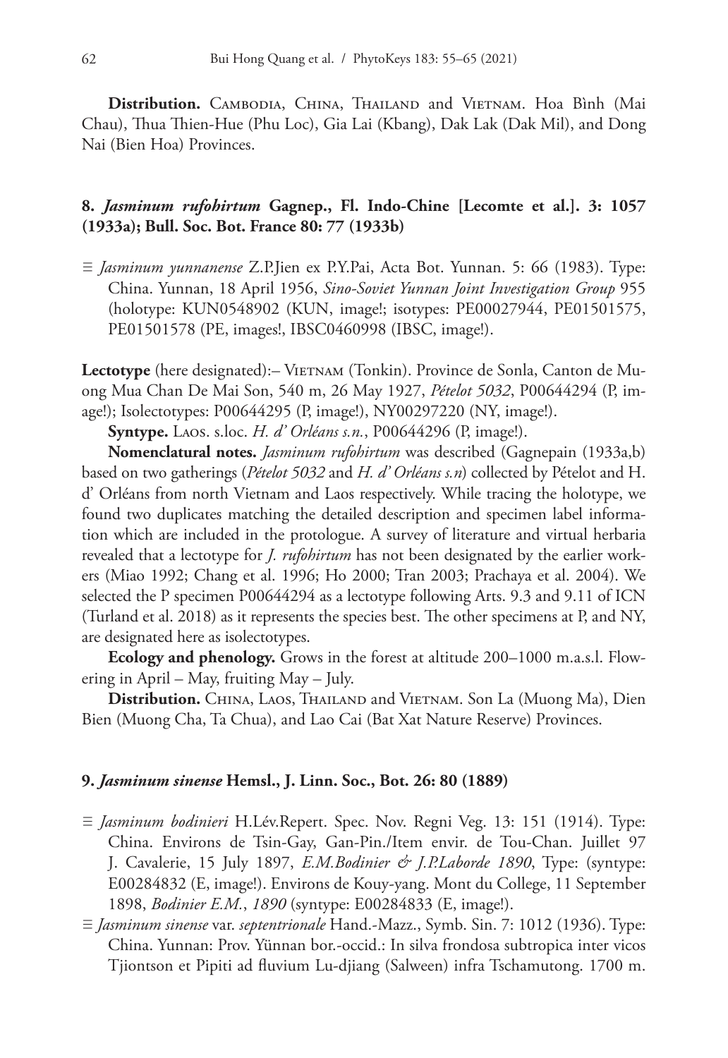**Distribution.** Cambodia, China, Thailand and Vietnam. Hoa Bình (Mai Chau), Thua Thien-Hue (Phu Loc), Gia Lai (Kbang), Dak Lak (Dak Mil), and Dong Nai (Bien Hoa) Provinces.

### 8. *Jasminum rufohirtum* Gagnep., Fl. Indo-Chine [Lecomte et al.]. 3: 1057 (1933a); Bull. Soc. Bot. France 80: 77 (1933b)

≡ *Jasminum yunnanense* Z.P.Jien ex P.Y.Pai, Acta Bot. Yunnan. 5: 66 (1983). Type: China. Yunnan, 18 April 1956, *Sino-Soviet Yunnan Joint Investigation Group* 955 (holotype: KUN0548902 (KUN, image!; isotypes: PE00027944, PE01501575, PE01501578 (PE, images!, IBSC0460998 (IBSC, image!).

**Lectotype** (here designated):– Vietnam (Tonkin). Province de Sonla, Canton de Muong Mua Chan De Mai Son, 540 m, 26 May 1927, *Pételot 5032*, P00644294 (P, image!); Isolectotypes: P00644295 (P, image!), NY00297220 (NY, image!).

**Syntype.** Laos. s.loc. *H. d' Orléans s.n.*, P00644296 (P, image!).

**Nomenclatural notes.** *Jasminum rufohirtum* was described (Gagnepain (1933a,b) based on two gatherings (*Pételot 5032* and *H. d' Orléans s.n*) collected by Pételot and H. d' Orléans from north Vietnam and Laos respectively. While tracing the holotype, we found two duplicates matching the detailed description and specimen label information which are included in the protologue. A survey of literature and virtual herbaria revealed that a lectotype for *J. rufohirtum* has not been designated by the earlier workers (Miao 1992; Chang et al. 1996; Ho 2000; Tran 2003; Prachaya et al. 2004). We selected the P specimen P00644294 as a lectotype following Arts. 9.3 and 9.11 of ICN (Turland et al. 2018) as it represents the species best. The other specimens at P, and NY, are designated here as isolectotypes.

**Ecology and phenology.** Grows in the forest at altitude 200–1000 m.a.s.l. Flowering in April – May, fruiting May – July.

**Distribution.** China, Laos, Thailand and Vietnam. Son La (Muong Ma), Dien Bien (Muong Cha, Ta Chua), and Lao Cai (Bat Xat Nature Reserve) Provinces.

### 9. *Jasminum sinense* Hemsl., J. Linn. Soc., Bot. 26: 80 (1889)

≡ *Jasminum bodinieri* H.Lév.Repert. Spec. Nov. Regni Veg. 13: 151 (1914). Type: China. Environs de Tsin-Gay, Gan-Pin./Item envir. de Tou-Chan. Juillet 97 J. Cavalerie, 15 July 1897, *E.M.Bodinier & J.P.Laborde 1890*, Type: (syntype: E00284832 (E, image!). Environs de Kouy-yang. Mont du College, 11 September 1898, *Bodinier E.M.*, *1890* (syntype: E00284833 (E, image!).

≡ *Jasminum sinense* var. *septentrionale* Hand.-Mazz., Symb. Sin. 7: 1012 (1936). Type: China. Yunnan: Prov. Yünnan bor.-occid.: In silva frondosa subtropica inter vicos Tjiontson et Pipiti ad fluvium Lu-djiang (Salween) infra Tschamutong. 1700 m.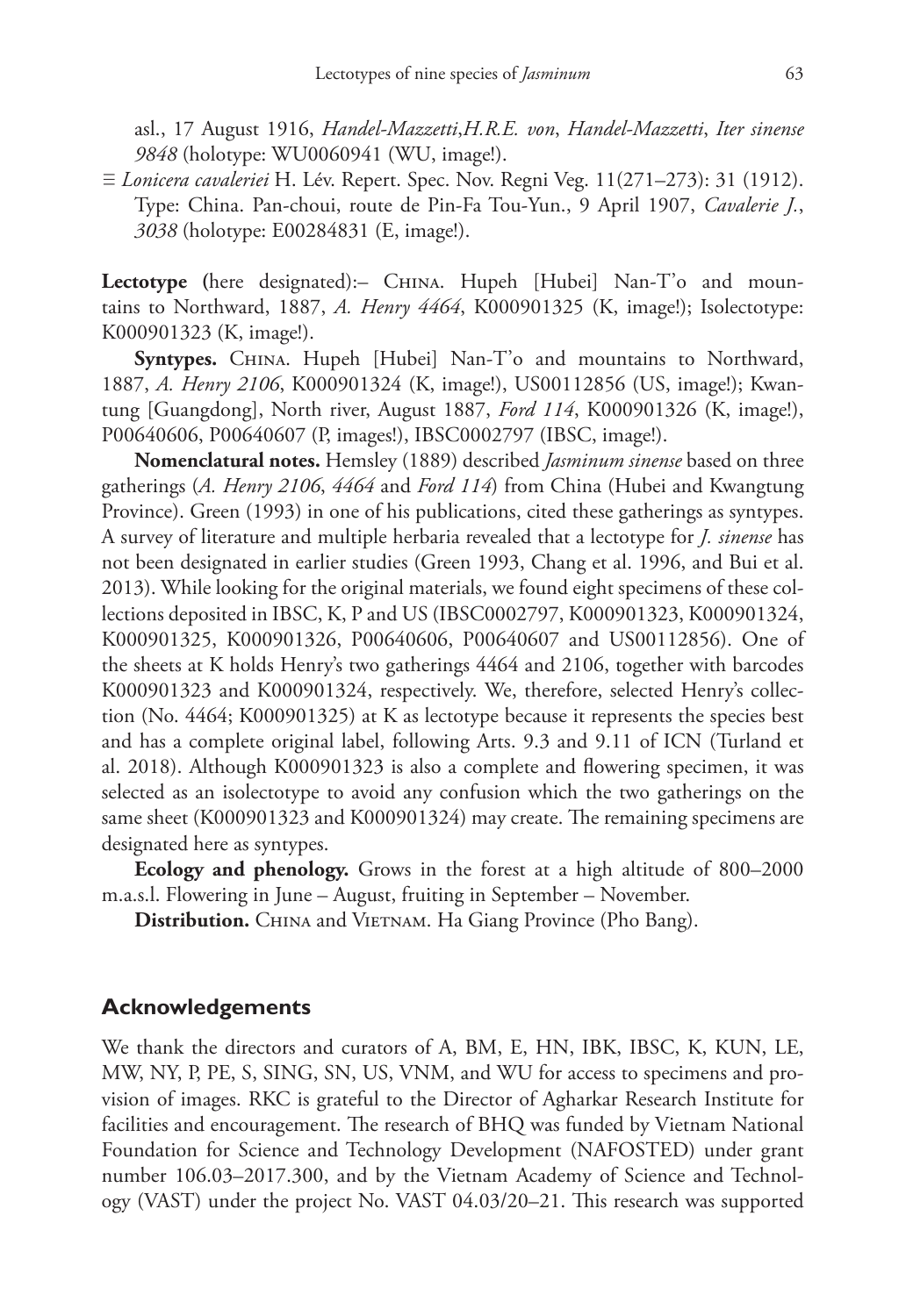asl., 17 August 1916, *Handel-Mazzetti,H.R.E. von*, *Handel-Mazzetti*, *Iter sinense 9848* (holotype: WU0060941 (WU, image!).

≡ *Lonicera cavaleriei* H. Lév. Repert. Spec. Nov. Regni Veg. 11(271–273): 31 (1912). Type: China. Pan-choui, route de Pin-Fa Tou-Yun., 9 April 1907, *Cavalerie J.*, *3038* (holotype: E00284831 (E, image!).

**Lectotype (**here designated):– China. Hupeh [Hubei] Nan-T'o and mountains to Northward, 1887, *A. Henry 4464*, K000901325 (K, image!); Isolectotype: K000901323 (K, image!).

**Syntypes.** China. Hupeh [Hubei] Nan-T'o and mountains to Northward, 1887, *A. Henry 2106*, K000901324 (K, image!), US00112856 (US, image!); Kwantung [Guangdong], North river, August 1887, *Ford 114*, K000901326 (K, image!), P00640606, P00640607 (P, images!), IBSC0002797 (IBSC, image!).

**Nomenclatural notes.** Hemsley (1889) described *Jasminum sinense* based on three gatherings (*A. Henry 2106*, *4464* and *Ford 114*) from China (Hubei and Kwangtung Province). Green (1993) in one of his publications, cited these gatherings as syntypes. A survey of literature and multiple herbaria revealed that a lectotype for *J. sinense* has not been designated in earlier studies (Green 1993, Chang et al. 1996, and Bui et al. 2013). While looking for the original materials, we found eight specimens of these collections deposited in IBSC, K, P and US (IBSC0002797, K000901323, K000901324, K000901325, K000901326, P00640606, P00640607 and US00112856). One of the sheets at K holds Henry's two gatherings 4464 and 2106, together with barcodes K000901323 and K000901324, respectively. We, therefore, selected Henry's collection (No. 4464; K000901325) at K as lectotype because it represents the species best and has a complete original label, following Arts. 9.3 and 9.11 of ICN (Turland et al. 2018). Although K000901323 is also a complete and flowering specimen, it was selected as an isolectotype to avoid any confusion which the two gatherings on the same sheet (K000901323 and K000901324) may create. The remaining specimens are designated here as syntypes.

**Ecology and phenology.** Grows in the forest at a high altitude of 800–2000 m.a.s.l. Flowering in June – August, fruiting in September – November.

**Distribution.** China and Vietnam. Ha Giang Province (Pho Bang).

## Acknowledgements

We thank the directors and curators of A, BM, E, HN, IBK, IBSC, K, KUN, LE, MW, NY, P, PE, S, SING, SN, US, VNM, and WU for access to specimens and provision of images. RKC is grateful to the Director of Agharkar Research Institute for facilities and encouragement. The research of BHQ was funded by Vietnam National Foundation for Science and Technology Development (NAFOSTED) under grant number 106.03–2017.300, and by the Vietnam Academy of Science and Technology (VAST) under the project No. VAST 04.03/20–21. This research was supported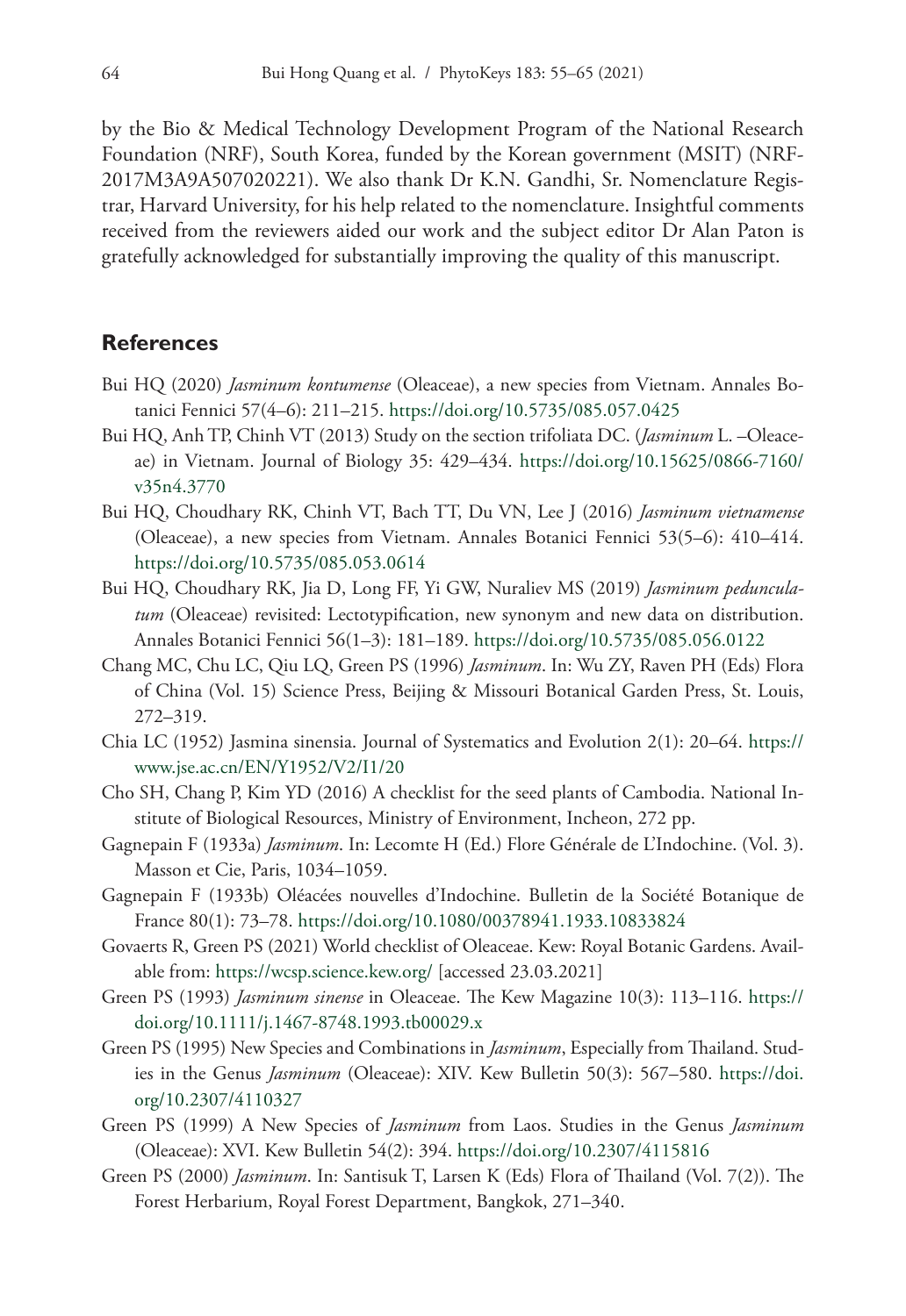by the Bio & Medical Technology Development Program of the National Research Foundation (NRF), South Korea, funded by the Korean government (MSIT) (NRF-2017M3A9A507020221). We also thank Dr K.N. Gandhi, Sr. Nomenclature Registrar, Harvard University, for his help related to the nomenclature. Insightful comments received from the reviewers aided our work and the subject editor Dr Alan Paton is gratefully acknowledged for substantially improving the quality of this manuscript.

## References

Bui HQ (2020) *Jasminum kontumense* (Oleaceae), a new species from Vietnam. Annales Botanici Fennici 57(4–6): 211–215. https://doi.org/10.5735/085.057.0425

Bui HQ, Anh TP, Chinh VT (2013) Study on the section trifoliata DC. (*Jasminum* L. –Oleaceae) in Vietnam. Journal of Biology 35: 429–434. https://doi.org/10.15625/0866-7160/v35n4.3770

Bui HQ, Choudhary RK, Chinh VT, Bach TT, Du VN, Lee J (2016) *Jasminum vietnamense* (Oleaceae), a new species from Vietnam. Annales Botanici Fennici 53(5–6): 410–414. https://doi.org/10.5735/085.053.0614

Bui HQ, Choudhary RK, Jia D, Long FF, Yi GW, Nuraliev MS (2019) *Jasminum pedunculatum* (Oleaceae) revisited: Lectotypification, new synonym and new data on distribution. Annales Botanici Fennici 56(1–3): 181–189. https://doi.org/10.5735/085.056.0122

Chang MC, Chu LC, Qiu LQ, Green PS (1996) *Jasminum*. In: Wu ZY, Raven PH (Eds) Flora of China (Vol. 15) Science Press, Beijing & Missouri Botanical Garden Press, St. Louis, 272–319.

Chia LC (1952) Jasmina sinensia. Journal of Systematics and Evolution 2(1): 20–64. https://www.jse.ac.cn/EN/Y1952/V2/I1/20

Cho SH, Chang P, Kim YD (2016) A checklist for the seed plants of Cambodia. National Institute of Biological Resources, Ministry of Environment, Incheon, 272 pp.

Gagnepain F (1933a) *Jasminum*. In: Lecomte H (Ed.) Flore Générale de L'Indochine. (Vol. 3). Masson et Cie, Paris, 1034–1059.

Gagnepain F (1933b) Oléacées nouvelles d'Indochine. Bulletin de la Société Botanique de France 80(1): 73–78. https://doi.org/10.1080/00378941.1933.10833824

Govaerts R, Green PS (2021) World checklist of Oleaceae. Kew: Royal Botanic Gardens. Available from: https://wcsp.science.kew.org/ [accessed 23.03.2021]

Green PS (1993) *Jasminum sinense* in Oleaceae. The Kew Magazine 10(3): 113–116. https://doi.org/10.1111/j.1467-8748.1993.tb00029.x

Green PS (1995) New Species and Combinations in *Jasminum*, Especially from Thailand. Studies in the Genus *Jasminum* (Oleaceae): XIV. Kew Bulletin 50(3): 567–580. https://doi.org/10.2307/4110327

Green PS (1999) A New Species of *Jasminum* from Laos. Studies in the Genus *Jasminum* (Oleaceae): XVI. Kew Bulletin 54(2): 394. https://doi.org/10.2307/4115816

Green PS (2000) *Jasminum*. In: Santisuk T, Larsen K (Eds) Flora of Thailand (Vol. 7(2)). The Forest Herbarium, Royal Forest Department, Bangkok, 271–340.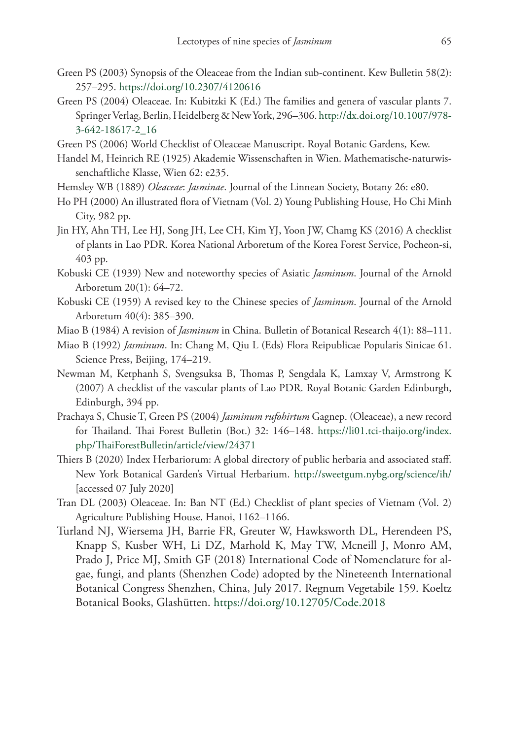Green PS (2003) Synopsis of the Oleaceae from the Indian sub-continent. Kew Bulletin 58(2): 257–295. https://doi.org/10.2307/4120616

Green PS (2004) Oleaceae. In: Kubitzki K (Ed.) The families and genera of vascular plants 7. Springer Verlag, Berlin, Heidelberg & New York, 296–306. http://dx.doi.org/10.1007/978-3-642-18617-2_16

Green PS (2006) World Checklist of Oleaceae Manuscript. Royal Botanic Gardens, Kew.

Handel M, Heinrich RE (1925) Akademie Wissenschaften in Wien. Mathematische-naturwissenschaftliche Klasse, Wien 62: e235.

Hemsley WB (1889) *Oleaceae*: *Jasminae*. Journal of the Linnean Society, Botany 26: e80.

Ho PH (2000) An illustrated flora of Vietnam (Vol. 2) Young Publishing House, Ho Chi Minh City, 982 pp.

Jin HY, Ahn TH, Lee HJ, Song JH, Lee CH, Kim YJ, Yoon JW, Chamg KS (2016) A checklist of plants in Lao PDR. Korea National Arboretum of the Korea Forest Service, Pocheon-si, 403 pp.

Kobuski CE (1939) New and noteworthy species of Asiatic *Jasminum*. Journal of the Arnold Arboretum 20(1): 64–72.

Kobuski CE (1959) A revised key to the Chinese species of *Jasminum*. Journal of the Arnold Arboretum 40(4): 385–390.

Miao B (1984) A revision of *Jasminum* in China. Bulletin of Botanical Research 4(1): 88–111.

Miao B (1992) *Jasminum*. In: Chang M, Qiu L (Eds) Flora Reipublicae Popularis Sinicae 61. Science Press, Beijing, 174–219.

Newman M, Ketphanh S, Svengsuksa B, Thomas P, Sengdala K, Lamxay V, Armstrong K (2007) A checklist of the vascular plants of Lao PDR. Royal Botanic Garden Edinburgh, Edinburgh, 394 pp.

Prachaya S, Chusie T, Green PS (2004) *Jasminum rufohirtum* Gagnep. (Oleaceae), a new record for Thailand. Thai Forest Bulletin (Bot.) 32: 146–148. https://li01.tci-thaijo.org/index.php/ThaiForestBulletin/article/view/24371

Thiers B (2020) Index Herbariorum: A global directory of public herbaria and associated staff. New York Botanical Garden's Virtual Herbarium. http://sweetgum.nybg.org/science/ih/ [accessed 07 July 2020]

Tran DL (2003) Oleaceae. In: Ban NT (Ed.) Checklist of plant species of Vietnam (Vol. 2) Agriculture Publishing House, Hanoi, 1162–1166.

Turland NJ, Wiersema JH, Barrie FR, Greuter W, Hawksworth DL, Herendeen PS, Knapp S, Kusber WH, Li DZ, Marhold K, May TW, Mcneill J, Monro AM, Prado J, Price MJ, Smith GF (2018) International Code of Nomenclature for algae, fungi, and plants (Shenzhen Code) adopted by the Nineteenth International Botanical Congress Shenzhen, China, July 2017. Regnum Vegetabile 159. Koeltz Botanical Books, Glashütten. https://doi.org/10.12705/Code.2018